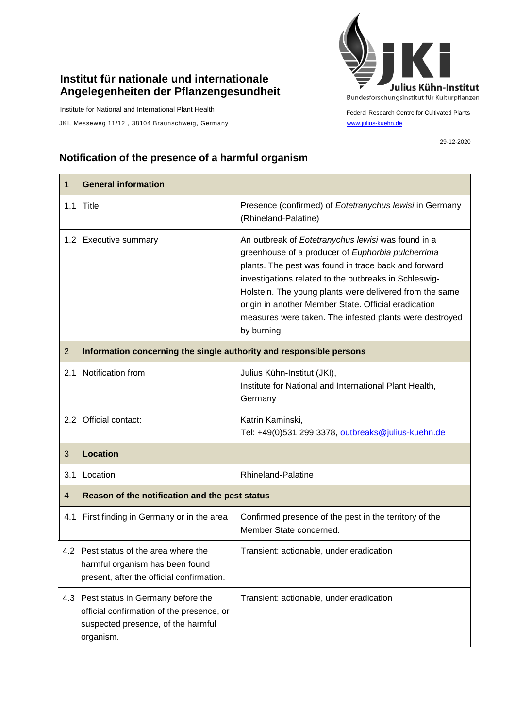# Institut für nationale und internationale Angelegenheiten der Pflanzengesundheit

Institute for National and International Plant Health

JKI, Messeweg 11/12 , 38104 Braunschweig, Germany

Julius Kühn-Institut
Bundesforschungsinstitut für Kulturpflanzen

Federal Research Centre for Cultivated Plants

www.julius-kuehn.de

29-12-2020

## Notification of the presence of a harmful organism

| 1 **General information** | |
|---|---|
| 1.1 Title | Presence (confirmed) of *Eotetranychus lewisi* in Germany (Rhineland-Palatine) |
| 1.2 Executive summary | An outbreak of *Eotetranychus lewisi* was found in a greenhouse of a producer of *Euphorbia pulcherrima* plants. The pest was found in trace back and forward investigations related to the outbreaks in Schleswig-Holstein. The young plants were delivered from the same origin in another Member State. Official eradication measures were taken. The infested plants were destroyed by burning. |
| 2 **Information concerning the single authority and responsible persons** | |
| 2.1 Notification from | Julius Kühn-Institut (JKI), Institute for National and International Plant Health, Germany |
| 2.2 Official contact: | Katrin Kaminski, Tel: +49(0)531 299 3378, outbreaks@julius-kuehn.de |
| 3 **Location** | |
| 3.1 Location | Rhineland-Palatine |
| 4 **Reason of the notification and the pest status** | |
| 4.1 First finding in Germany or in the area | Confirmed presence of the pest in the territory of the Member State concerned. |
| 4.2 Pest status of the area where the harmful organism has been found present, after the official confirmation. | Transient: actionable, under eradication |
| 4.3 Pest status in Germany before the official confirmation of the presence, or suspected presence, of the harmful organism. | Transient: actionable, under eradication |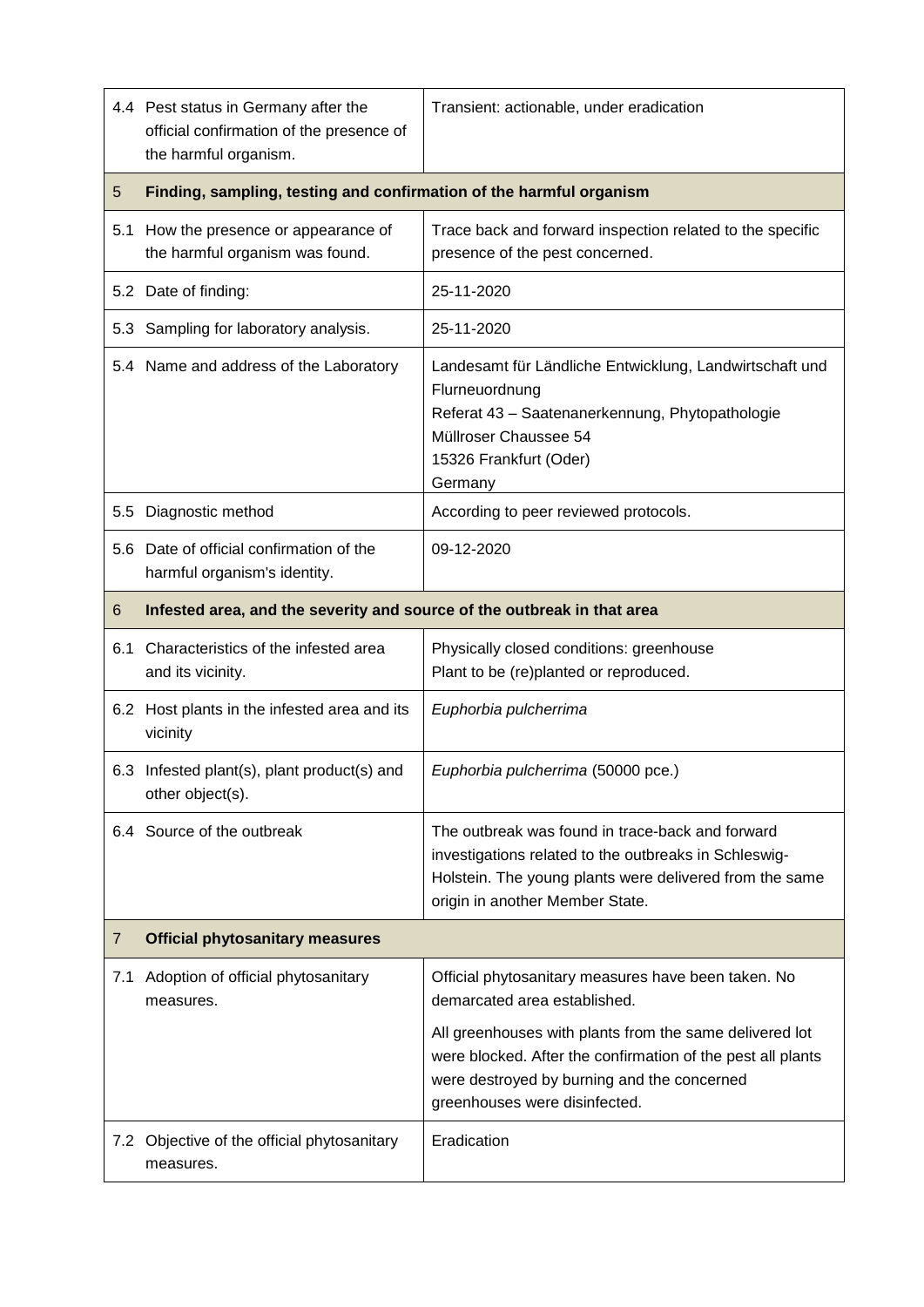| | | |
|---|---|---|
| 4.4 | Pest status in Germany after the official confirmation of the presence of the harmful organism. | Transient: actionable, under eradication |
| **5** | **Finding, sampling, testing and confirmation of the harmful organism** | |
| 5.1 | How the presence or appearance of the harmful organism was found. | Trace back and forward inspection related to the specific presence of the pest concerned. |
| 5.2 | Date of finding: | 25-11-2020 |
| 5.3 | Sampling for laboratory analysis. | 25-11-2020 |
| 5.4 | Name and address of the Laboratory | Landesamt für Ländliche Entwicklung, Landwirtschaft und Flurneuordnung<br>Referat 43 – Saatenanerkennung, Phytopathologie<br>Müllroser Chaussee 54<br>15326 Frankfurt (Oder)<br>Germany |
| 5.5 | Diagnostic method | According to peer reviewed protocols. |
| 5.6 | Date of official confirmation of the harmful organism's identity. | 09-12-2020 |
| **6** | **Infested area, and the severity and source of the outbreak in that area** | |
| 6.1 | Characteristics of the infested area and its vicinity. | Physically closed conditions: greenhouse<br>Plant to be (re)planted or reproduced. |
| 6.2 | Host plants in the infested area and its vicinity | *Euphorbia pulcherrima* |
| 6.3 | Infested plant(s), plant product(s) and other object(s). | *Euphorbia pulcherrima* (50000 pce.) |
| 6.4 | Source of the outbreak | The outbreak was found in trace-back and forward investigations related to the outbreaks in Schleswig-Holstein. The young plants were delivered from the same origin in another Member State. |
| **7** | **Official phytosanitary measures** | |
| 7.1 | Adoption of official phytosanitary measures. | Official phytosanitary measures have been taken. No demarcated area established.<br><br>All greenhouses with plants from the same delivered lot were blocked. After the confirmation of the pest all plants were destroyed by burning and the concerned greenhouses were disinfected. |
| 7.2 | Objective of the official phytosanitary measures. | Eradication |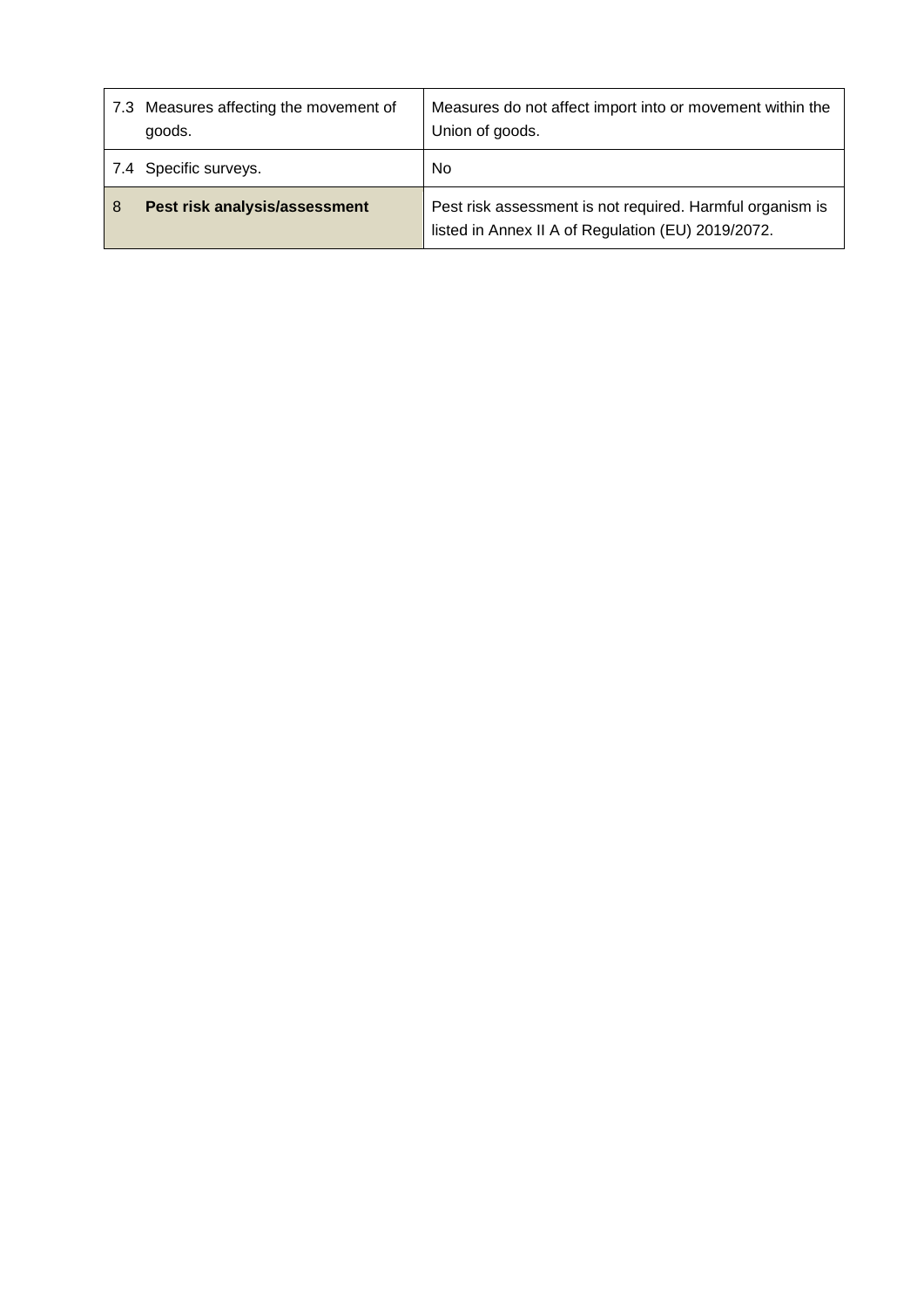| | |
|---|---|
| 7.3 Measures affecting the movement of goods. | Measures do not affect import into or movement within the Union of goods. |
| 7.4 Specific surveys. | No |
| 8 **Pest risk analysis/assessment** | Pest risk assessment is not required. Harmful organism is listed in Annex II A of Regulation (EU) 2019/2072. |